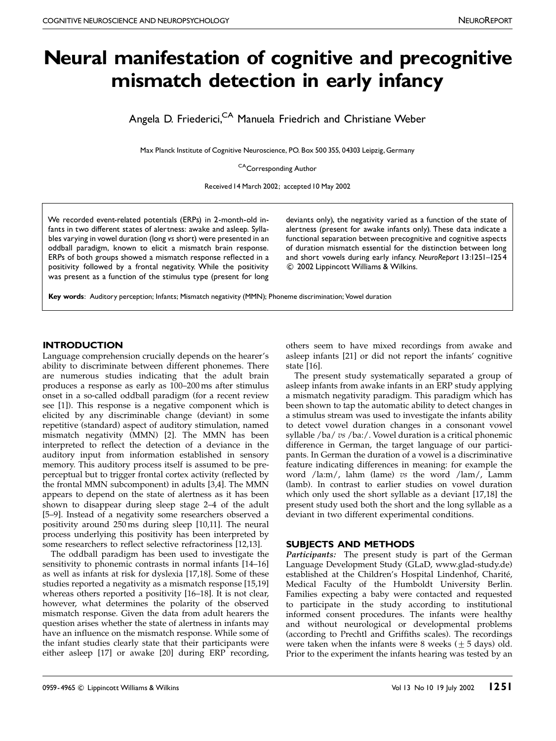# Neural manifestation of cognitive and precognitive mismatch detection in early infancy

Angela D. Friederici,[CA] Manuela Friedrich and Christiane Weber

Max Planck Institute of Cognitive Neuroscience, P.O. Box 500 355, 04303 Leipzig, Germany

[CA]Corresponding Author

Received 14 March 2002; accepted 10 May 2002

We recorded event-related potentials (ERPs) in 2-month-old infants in two different states of alertness: awake and asleep. Syllables varying in vowel duration (long *vs* short) were presented in an oddball paradigm, known to elicit a mismatch brain response. ERPs of both groups showed a mismatch response reflected in a positivity followed by a frontal negativity. While the positivity was present as a function of the stimulus type (present for long deviants only), the negativity varied as a function of the state of alertness (present for awake infants only). These data indicate a functional separation between precognitive and cognitive aspects of duration mismatch essential for the distinction between long and short vowels during early infancy. *NeuroReport* 13:1251–1254 © 2002 Lippincott Williams & Wilkins.

**Key words**: Auditory perception; Infants; Mismatch negativity (MMN); Phoneme discrimination; Vowel duration

## INTRODUCTION

Language comprehension crucially depends on the hearer's ability to discriminate between different phonemes. There are numerous studies indicating that the adult brain produces a response as early as 100–200 ms after stimulus onset in a so-called oddball paradigm (for a recent review see [1]). This response is a negative component which is elicited by any discriminable change (deviant) in some repetitive (standard) aspect of auditory stimulation, named mismatch negativity (MMN) [2]. The MMN has been interpreted to reflect the detection of a deviance in the auditory input from information established in sensory memory. This auditory process itself is assumed to be preperceptual but to trigger frontal cortex activity (reflected by the frontal MMN subcomponent) in adults [3,4]. The MMN appears to depend on the state of alertness as it has been shown to disappear during sleep stage 2–4 of the adult [5–9]. Instead of a negativity some researchers observed a positivity around 250 ms during sleep [10,11]. The neural process underlying this positivity has been interpreted by some researchers to reflect selective refractoriness [12,13].

The oddball paradigm has been used to investigate the sensitivity to phonemic contrasts in normal infants [14–16] as well as infants at risk for dyslexia [17,18]. Some of these studies reported a negativity as a mismatch response [15,19] whereas others reported a positivity [16–18]. It is not clear, however, what determines the polarity of the observed mismatch response. Given the data from adult hearers the question arises whether the state of alertness in infants may have an influence on the mismatch response. While some of the infant studies clearly state that their participants were either asleep [17] or awake [20] during ERP recording, others seem to have mixed recordings from awake and asleep infants [21] or did not report the infants' cognitive state [16].

The present study systematically separated a group of asleep infants from awake infants in an ERP study applying a mismatch negativity paradigm. This paradigm which has been shown to tap the automatic ability to detect changes in a stimulus stream was used to investigate the infants ability to detect vowel duration changes in a consonant vowel syllable /ba/ *vs* /ba:/. Vowel duration is a critical phonemic difference in German, the target language of our participants. In German the duration of a vowel is a discriminative feature indicating differences in meaning: for example the word /la:m/, lahm (lame) *vs* the word /lam/, Lamm (lamb). In contrast to earlier studies on vowel duration which only used the short syllable as a deviant [17,18] the present study used both the short and the long syllable as a deviant in two different experimental conditions.

## SUBJECTS AND METHODS

***Participants:*** The present study is part of the German Language Development Study (GLaD, www.glad-study.de) established at the Children's Hospital Lindenhof, Charité, Medical Faculty of the Humboldt University Berlin. Families expecting a baby were contacted and requested to participate in the study according to institutional informed consent procedures. The infants were healthy and without neurological or developmental problems (according to Prechtl and Griffiths scales). The recordings were taken when the infants were 8 weeks (± 5 days) old. Prior to the experiment the infants hearing was tested by an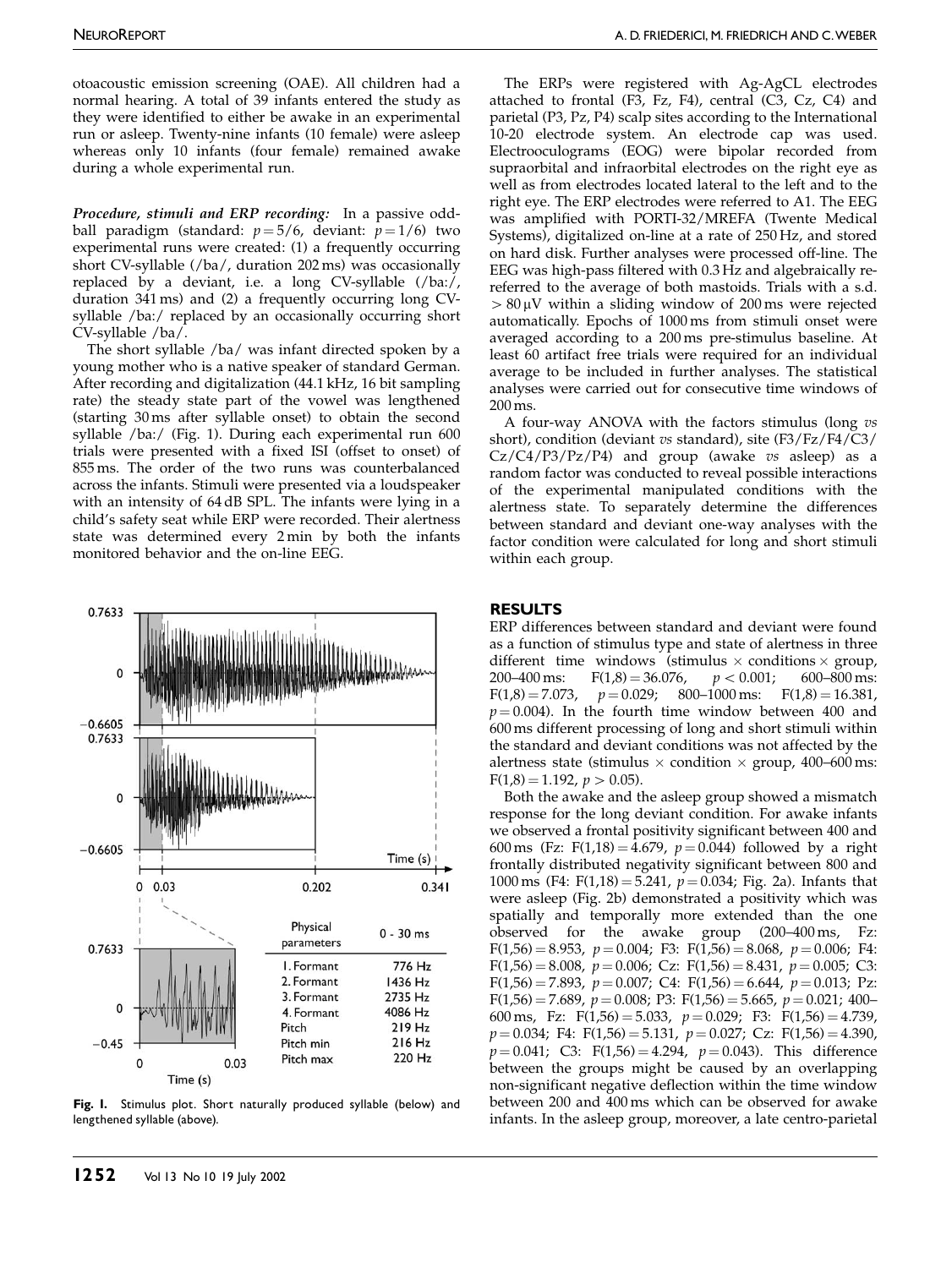otoacoustic emission screening (OAE). All children had a normal hearing. A total of 39 infants entered the study as they were identified to either be awake in an experimental run or asleep. Twenty-nine infants (10 female) were asleep whereas only 10 infants (four female) remained awake during a whole experimental run.

***Procedure, stimuli and ERP recording:*** In a passive oddball paradigm (standard: $p = 5/6$, deviant: $p = 1/6$) two experimental runs were created: (1) a frequently occurring short CV-syllable (/ba/, duration 202 ms) was occasionally replaced by a deviant, i.e. a long CV-syllable (/ba:/, duration 341 ms) and (2) a frequently occurring long CV-syllable /ba:/ replaced by an occasionally occurring short CV-syllable /ba/.

The short syllable /ba/ was infant directed spoken by a young mother who is a native speaker of standard German. After recording and digitalization (44.1 kHz, 16 bit sampling rate) the steady state part of the vowel was lengthened (starting 30 ms after syllable onset) to obtain the second syllable /ba:/ (Fig. 1). During each experimental run 600 trials were presented with a fixed ISI (offset to onset) of 855 ms. The order of the two runs was counterbalanced across the infants. Stimuli were presented via a loudspeaker with an intensity of 64 dB SPL. The infants were lying in a child's safety seat while ERP were recorded. Their alertness state was determined every 2 min by both the infants monitored behavior and the on-line EEG.

| Physical parameters | 0 - 30 ms |
|---|---|
| 1. Formant | 776 Hz |
| 2. Formant | 1436 Hz |
| 3. Formant | 2735 Hz |
| 4. Formant | 4086 Hz |
| Pitch | 219 Hz |
| Pitch min | 216 Hz |
| Pitch max | 220 Hz |

**Fig. 1.** Stimulus plot. Short naturally produced syllable (below) and lengthened syllable (above).

The ERPs were registered with Ag-AgCL electrodes attached to frontal (F3, Fz, F4), central (C3, Cz, C4) and parietal (P3, Pz, P4) scalp sites according to the International 10-20 electrode system. An electrode cap was used. Electrooculograms (EOG) were bipolar recorded from supraorbital and infraorbital electrodes on the right eye as well as from electrodes located lateral to the left and to the right eye. The ERP electrodes were referred to A1. The EEG was amplified with PORTI-32/MREFA (Twente Medical Systems), digitalized on-line at a rate of 250 Hz, and stored on hard disk. Further analyses were processed off-line. The EEG was high-pass filtered with 0.3 Hz and algebraically re-referred to the average of both mastoids. Trials with a s.d. $> 80\,\mu$V within a sliding window of 200 ms were rejected automatically. Epochs of 1000 ms from stimuli onset were averaged according to a 200 ms pre-stimulus baseline. At least 60 artifact free trials were required for an individual average to be included in further analyses. The statistical analyses were carried out for consecutive time windows of 200 ms.

A four-way ANOVA with the factors stimulus (long *vs* short), condition (deviant *vs* standard), site (F3/Fz/F4/C3/Cz/C4/P3/Pz/P4) and group (awake *vs* asleep) as a random factor was conducted to reveal possible interactions of the experimental manipulated conditions with the alertness state. To separately determine the differences between standard and deviant one-way analyses with the factor condition were calculated for long and short stimuli within each group.

## RESULTS

ERP differences between standard and deviant were found as a function of stimulus type and state of alertness in three different time windows (stimulus × conditions × group, 200–400 ms: $F(1,8) = 36.076$, $p < 0.001$; 600–800 ms: $F(1,8) = 7.073$, $p = 0.029$; 800–1000 ms: $F(1,8) = 16.381$, $p = 0.004$). In the fourth time window between 400 and 600 ms different processing of long and short stimuli within the standard and deviant conditions was not affected by the alertness state (stimulus × condition × group, 400–600 ms: $F(1,8) = 1.192$, $p > 0.05$).

Both the awake and the asleep group showed a mismatch response for the long deviant condition. For awake infants we observed a frontal positivity significant between 400 and 600 ms (Fz: $F(1,18) = 4.679$, $p = 0.044$) followed by a right frontally distributed negativity significant between 800 and 1000 ms (F4: $F(1,18) = 5.241$, $p = 0.034$; Fig. 2a). Infants that were asleep (Fig. 2b) demonstrated a positivity which was spatially and temporally more extended than the one observed for the awake group (200–400 ms, Fz: $F(1,56) = 8.953$, $p = 0.004$; F3: $F(1,56) = 8.068$, $p = 0.006$; F4: $F(1,56) = 8.008$, $p = 0.006$; Cz: $F(1,56) = 8.431$, $p = 0.005$; C3: $F(1,56) = 7.893$, $p = 0.007$; C4: $F(1,56) = 6.644$, $p = 0.013$; Pz: $F(1,56) = 7.689$, $p = 0.008$; P3: $F(1,56) = 5.665$, $p = 0.021$; 400–600 ms, Fz: $F(1,56) = 5.033$, $p = 0.029$; F3: $F(1,56) = 4.739$, $p = 0.034$; F4: $F(1,56) = 5.131$, $p = 0.027$; Cz: $F(1,56) = 4.390$, $p = 0.041$; C3: $F(1,56) = 4.294$, $p = 0.043$). This difference between the groups might be caused by an overlapping non-significant negative deflection within the time window between 200 and 400 ms which can be observed for awake infants. In the asleep group, moreover, a late centro-parietal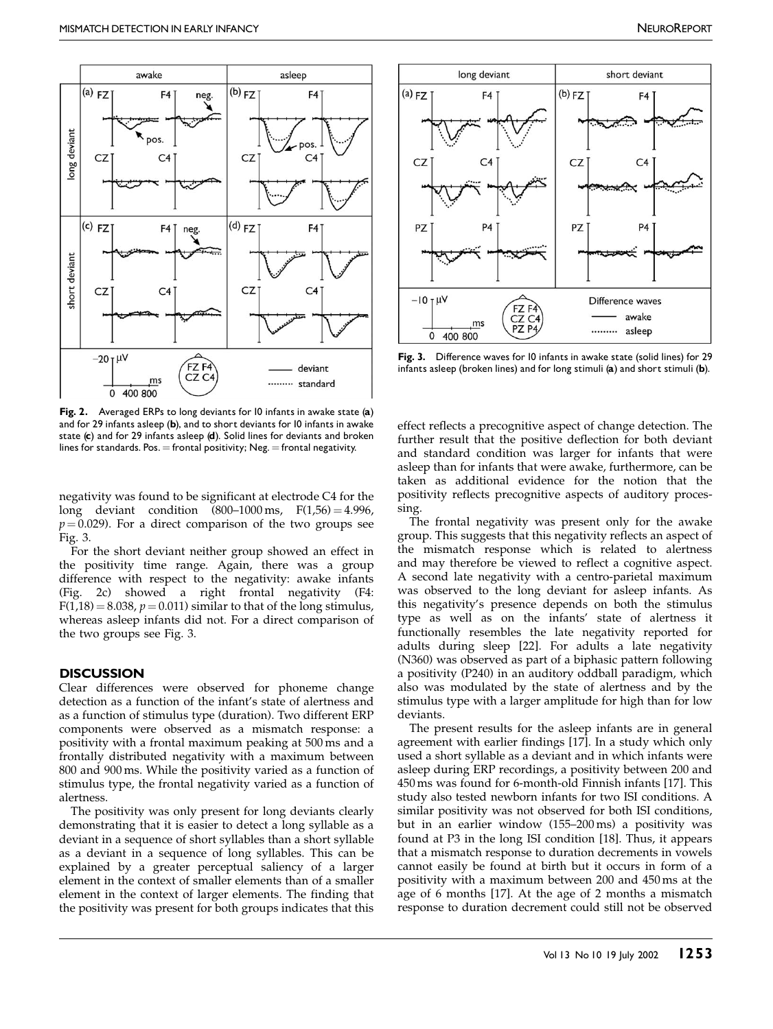**Fig. 2.** Averaged ERPs to long deviants for 10 infants in awake state (**a**) and for 29 infants asleep (**b**), and to short deviants for 10 infants in awake state (**c**) and for 29 infants asleep (**d**). Solid lines for deviants and broken lines for standards. Pos. = frontal positivity; Neg. = frontal negativity.

**Fig. 3.** Difference waves for 10 infants in awake state (solid lines) for 29 infants asleep (broken lines) and for long stimuli (**a**) and short stimuli (**b**).

negativity was found to be significant at electrode C4 for the long deviant condition (800–1000 ms, $F(1,56) = 4.996$, $p = 0.029$). For a direct comparison of the two groups see Fig. 3.

For the short deviant neither group showed an effect in the positivity time range. Again, there was a group difference with respect to the negativity: awake infants (Fig. 2c) showed a right frontal negativity (F4: $F(1,18) = 8.038$, $p = 0.011$) similar to that of the long stimulus, whereas asleep infants did not. For a direct comparison of the two groups see Fig. 3.

## DISCUSSION

Clear differences were observed for phoneme change detection as a function of the infant's state of alertness and as a function of stimulus type (duration). Two different ERP components were observed as a mismatch response: a positivity with a frontal maximum peaking at 500 ms and a frontally distributed negativity with a maximum between 800 and 900 ms. While the positivity varied as a function of stimulus type, the frontal negativity varied as a function of alertness.

The positivity was only present for long deviants clearly demonstrating that it is easier to detect a long syllable as a deviant in a sequence of short syllables than a short syllable as a deviant in a sequence of long syllables. This can be explained by a greater perceptual saliency of a larger element in the context of smaller elements than of a smaller element in the context of larger elements. The finding that the positivity was present for both groups indicates that this effect reflects a precognitive aspect of change detection. The further result that the positive deflection for both deviant and standard condition was larger for infants that were asleep than for infants that were awake, furthermore, can be taken as additional evidence for the notion that the positivity reflects precognitive aspects of auditory processing.

The frontal negativity was present only for the awake group. This suggests that this negativity reflects an aspect of the mismatch response which is related to alertness and may therefore be viewed to reflect a cognitive aspect. A second late negativity with a centro-parietal maximum was observed to the long deviant for asleep infants. As this negativity's presence depends on both the stimulus type as well as on the infants' state of alertness it functionally resembles the late negativity reported for adults during sleep [22]. For adults a late negativity (N360) was observed as part of a biphasic pattern following a positivity (P240) in an auditory oddball paradigm, which also was modulated by the state of alertness and by the stimulus type with a larger amplitude for high than for low deviants.

The present results for the asleep infants are in general agreement with earlier findings [17]. In a study which only used a short syllable as a deviant and in which infants were asleep during ERP recordings, a positivity between 200 and 450 ms was found for 6-month-old Finnish infants [17]. This study also tested newborn infants for two ISI conditions. A similar positivity was not observed for both ISI conditions, but in an earlier window (155–200 ms) a positivity was found at P3 in the long ISI condition [18]. Thus, it appears that a mismatch response to duration decrements in vowels cannot easily be found at birth but it occurs in form of a positivity with a maximum between 200 and 450 ms at the age of 6 months [17]. At the age of 2 months a mismatch response to duration decrement could still not be observed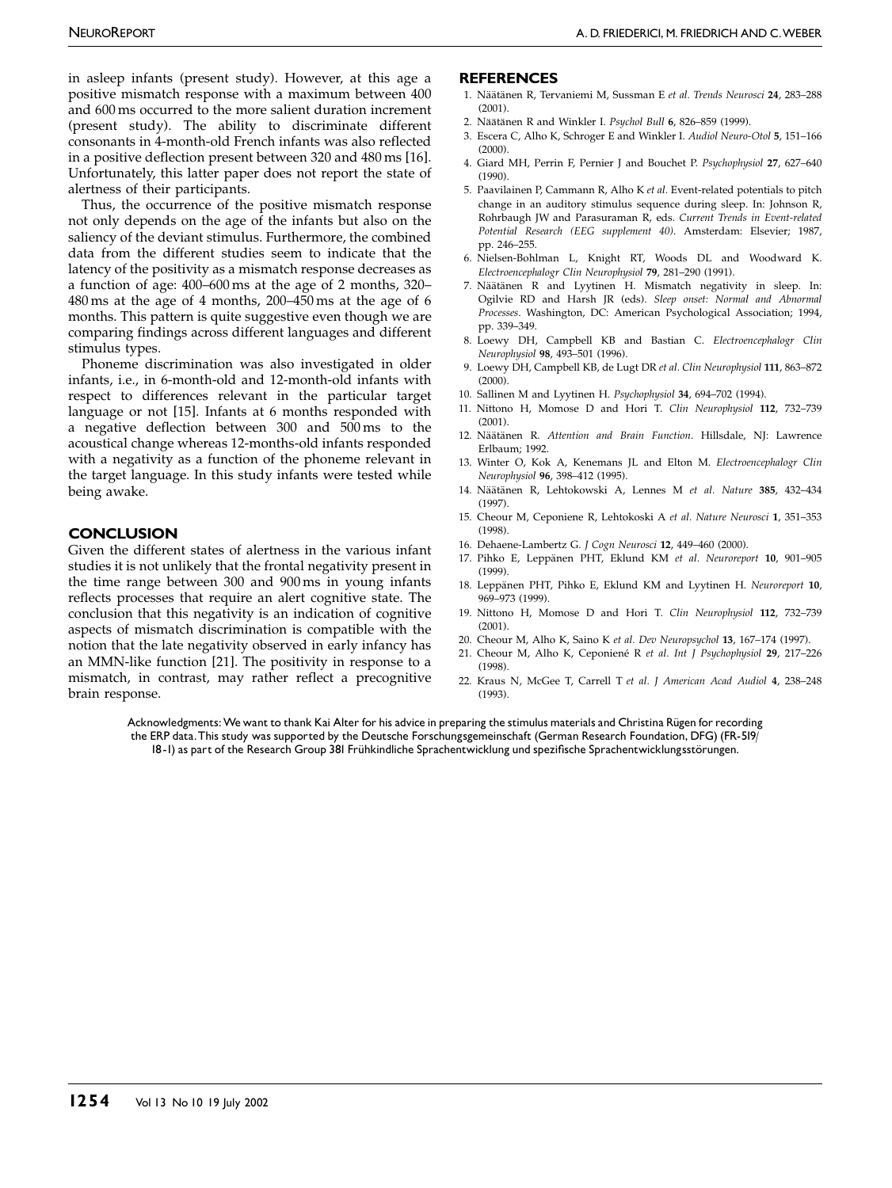in asleep infants (present study). However, at this age a positive mismatch response with a maximum between 400 and 600 ms occurred to the more salient duration increment (present study). The ability to discriminate different consonants in 4-month-old French infants was also reflected in a positive deflection present between 320 and 480 ms [16]. Unfortunately, this latter paper does not report the state of alertness of their participants.

Thus, the occurrence of the positive mismatch response not only depends on the age of the infants but also on the saliency of the deviant stimulus. Furthermore, the combined data from the different studies seem to indicate that the latency of the positivity as a mismatch response decreases as a function of age: 400–600 ms at the age of 2 months, 320–480 ms at the age of 4 months, 200–450 ms at the age of 6 months. This pattern is quite suggestive even though we are comparing findings across different languages and different stimulus types.

Phoneme discrimination was also investigated in older infants, i.e., in 6-month-old and 12-month-old infants with respect to differences relevant in the particular target language or not [15]. Infants at 6 months responded with a negative deflection between 300 and 500 ms to the acoustical change whereas 12-months-old infants responded with a negativity as a function of the phoneme relevant in the target language. In this study infants were tested while being awake.

## CONCLUSION

Given the different states of alertness in the various infant studies it is not unlikely that the frontal negativity present in the time range between 300 and 900 ms in young infants reflects processes that require an alert cognitive state. The conclusion that this negativity is an indication of cognitive aspects of mismatch discrimination is compatible with the notion that the late negativity observed in early infancy has an MMN-like function [21]. The positivity in response to a mismatch, in contrast, may rather reflect a precognitive brain response.

## REFERENCES

1. Näätänen R, Tervaniemi M, Sussman E *et al. Trends Neurosci* **24**, 283–288 (2001).
2. Näätänen R and Winkler I. *Psychol Bull* **6**, 826–859 (1999).
3. Escera C, Alho K, Schroger E and Winkler I. *Audiol Neuro-Otol* **5**, 151–166 (2000).
4. Giard MH, Perrin F, Pernier J and Bouchet P. *Psychophysiol* **27**, 627–640 (1990).
5. Paavilainen P, Cammann R, Alho K *et al.* Event-related potentials to pitch change in an auditory stimulus sequence during sleep. In: Johnson R, Rohrbaugh JW and Parasuraman R, eds. *Current Trends in Event-related Potential Research (EEG supplement 40)*. Amsterdam: Elsevier; 1987, pp. 246–255.
6. Nielsen-Bohlman L, Knight RT, Woods DL and Woodward K. *Electroencephalogr Clin Neurophysiol* **79**, 281–290 (1991).
7. Näätänen R and Lyytinen H. Mismatch negativity in sleep. In: Ogilvie RD and Harsh JR (eds). *Sleep onset: Normal and Abnormal Processes*. Washington, DC: American Psychological Association; 1994, pp. 339–349.
8. Loewy DH, Campbell KB and Bastian C. *Electroencephalogr Clin Neurophysiol* **98**, 493–501 (1996).
9. Loewy DH, Campbell KB, de Lugt DR *et al. Clin Neurophysiol* **111**, 863–872 (2000).
10. Sallinen M and Lyytinen H. *Psychophysiol* **34**, 694–702 (1994).
11. Nittono H, Momose D and Hori T. *Clin Neurophysiol* **112**, 732–739 (2001).
12. Näätänen R. *Attention and Brain Function*. Hillsdale, NJ: Lawrence Erlbaum; 1992.
13. Winter O, Kok A, Kenemans JL and Elton M. *Electroencephalogr Clin Neurophysiol* **96**, 398–412 (1995).
14. Näätänen R, Lehtokowski A, Lennes M *et al. Nature* **385**, 432–434 (1997).
15. Cheour M, Ceponiene R, Lehtokoski A *et al. Nature Neurosci* **1**, 351–353 (1998).
16. Dehaene-Lambertz G. *J Cogn Neurosci* **12**, 449–460 (2000).
17. Pihko E, Leppänen PHT, Eklund KM *et al. Neuroreport* **10**, 901–905 (1999).
18. Leppänen PHT, Pihko E, Eklund KM and Lyytinen H. *Neuroreport* **10**, 969–973 (1999).
19. Nittono H, Momose D and Hori T. *Clin Neurophysiol* **112**, 732–739 (2001).
20. Cheour M, Alho K, Saino K *et al. Dev Neuropsychol* **13**, 167–174 (1997).
21. Cheour M, Alho K, Ceponiené R *et al. Int J Psychophysiol* **29**, 217–226 (1998).
22. Kraus N, McGee T, Carrell T *et al. J American Acad Audiol* **4**, 238–248 (1993).

Acknowledgments: We want to thank Kai Alter for his advice in preparing the stimulus materials and Christina Rügen for recording the ERP data. This study was supported by the Deutsche Forschungsgemeinschaft (German Research Foundation, DFG) (FR-519/18-1) as part of the Research Group 381 Frühkindliche Sprachentwicklung und spezifische Sprachentwicklungsstörungen.